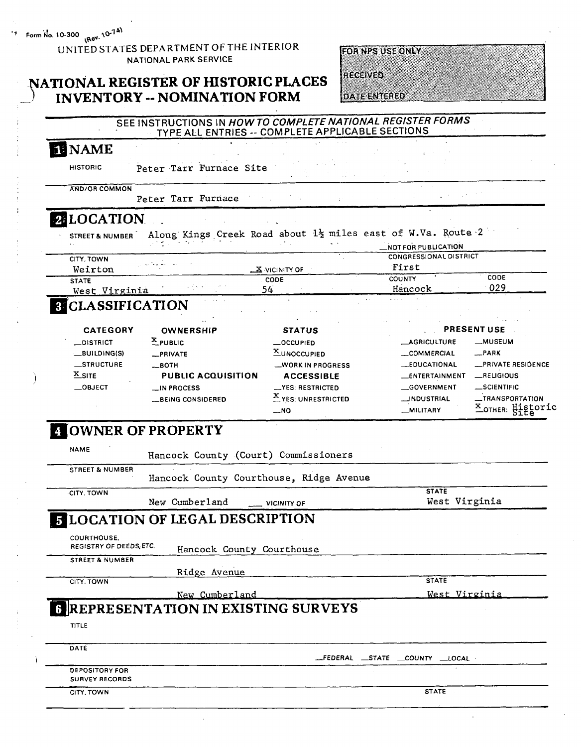Form No. 10-300 (Rev. 10-74)

UNITED STATES DEPARTMENT OF THE INTERIOR
NATIONAL PARK SERVICE

# NATIONAL REGISTER OF HISTORIC PLACES INVENTORY -- NOMINATION FORM

| FOR NPS USE ONLY |
|---|
| RECEIVED |
| DATE ENTERED |

SEE INSTRUCTIONS IN *HOW TO COMPLETE NATIONAL REGISTER FORMS*
TYPE ALL ENTRIES -- COMPLETE APPLICABLE SECTIONS

## 1 NAME

HISTORIC: Peter Tarr Furnace Site

AND/OR COMMON: Peter Tarr Furnace

## 2 LOCATION

STREET & NUMBER: Along Kings Creek Road about 1½ miles east of W.Va. Route 2

__NOT FOR PUBLICATION

CITY, TOWN: Weirton — X VICINITY OF

CONGRESSIONAL DISTRICT: First

STATE: West Virginia — CODE: 54

COUNTY: Hancock — CODE: 029

## 3 CLASSIFICATION

| CATEGORY | OWNERSHIP | STATUS | PRESENT USE | |
|---|---|---|---|---|
| __DISTRICT | X PUBLIC | __OCCUPIED | __AGRICULTURE | __MUSEUM |
| __BUILDING(S) | __PRIVATE | X UNOCCUPIED | __COMMERCIAL | __PARK |
| __STRUCTURE | __BOTH | __WORK IN PROGRESS | __EDUCATIONAL | __PRIVATE RESIDENCE |
| X SITE | **PUBLIC ACQUISITION** | **ACCESSIBLE** | __ENTERTAINMENT | __RELIGIOUS |
| __OBJECT | __IN PROCESS | __YES: RESTRICTED | __GOVERNMENT | __SCIENTIFIC |
| | __BEING CONSIDERED | X YES: UNRESTRICTED | __INDUSTRIAL | __TRANSPORTATION |
| | | __NO | __MILITARY | X OTHER: Historic Site |

## 4 OWNER OF PROPERTY

NAME: Hancock County (Court) Commissioners

STREET & NUMBER: Hancock County Courthouse, Ridge Avenue

CITY, TOWN: New Cumberland — __ VICINITY OF — STATE: West Virginia

## 5 LOCATION OF LEGAL DESCRIPTION

COURTHOUSE, REGISTRY OF DEEDS, ETC.: Hancock County Courthouse

STREET & NUMBER: Ridge Avenue

CITY, TOWN: New Cumberland — STATE: West Virginia

## 6 REPRESENTATION IN EXISTING SURVEYS

TITLE:

DATE: __FEDERAL __STATE __COUNTY __LOCAL

DEPOSITORY FOR SURVEY RECORDS:

CITY, TOWN: — STATE: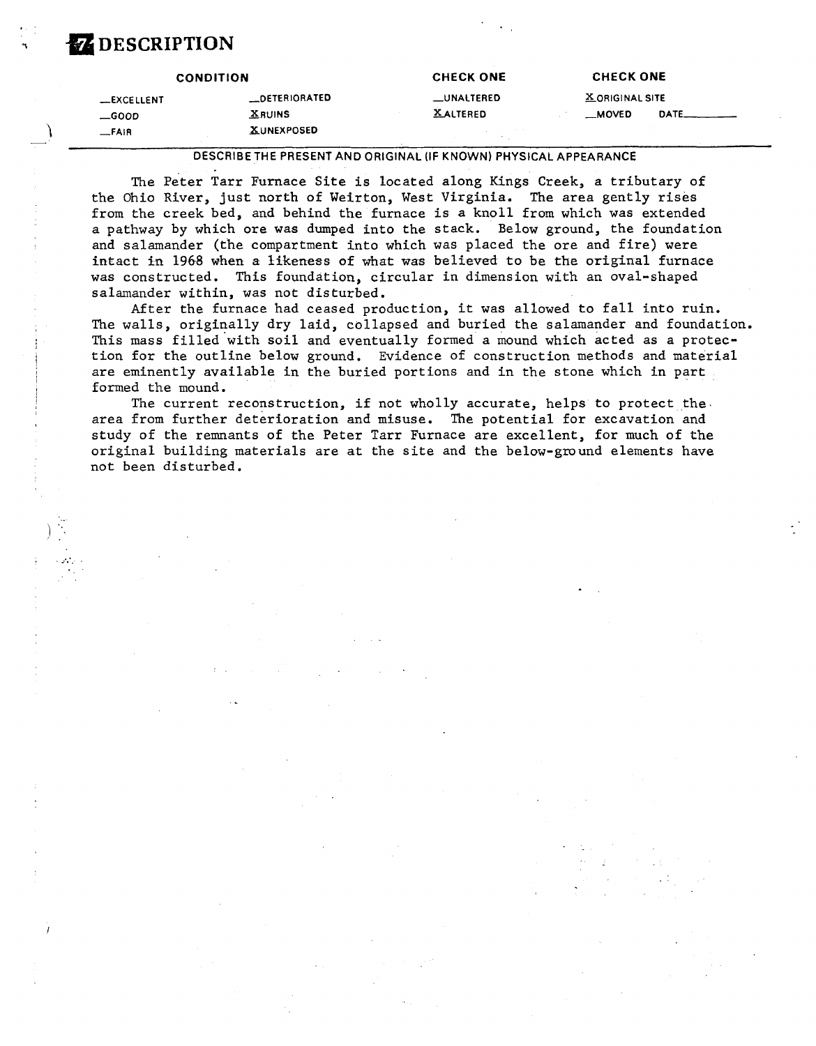# 7 DESCRIPTION

| CONDITION | | CHECK ONE | CHECK ONE |
|---|---|---|---|
| __EXCELLENT | __DETERIORATED | __UNALTERED | X ORIGINAL SITE |
| __GOOD | X RUINS | X ALTERED | __MOVED DATE______ |
| __FAIR | X UNEXPOSED | | |

DESCRIBE THE PRESENT AND ORIGINAL (IF KNOWN) PHYSICAL APPEARANCE

The Peter Tarr Furnace Site is located along Kings Creek, a tributary of the Ohio River, just north of Weirton, West Virginia. The area gently rises from the creek bed, and behind the furnace is a knoll from which was extended a pathway by which ore was dumped into the stack. Below ground, the foundation and salamander (the compartment into which was placed the ore and fire) were intact in 1968 when a likeness of what was believed to be the original furnace was constructed. This foundation, circular in dimension with an oval-shaped salamander within, was not disturbed.

After the furnace had ceased production, it was allowed to fall into ruin. The walls, originally dry laid, collapsed and buried the salamander and foundation. This mass filled with soil and eventually formed a mound which acted as a protection for the outline below ground. Evidence of construction methods and material are eminently available in the buried portions and in the stone which in part formed the mound.

The current reconstruction, if not wholly accurate, helps to protect the area from further deterioration and misuse. The potential for excavation and study of the remnants of the Peter Tarr Furnace are excellent, for much of the original building materials are at the site and the below-ground elements have not been disturbed.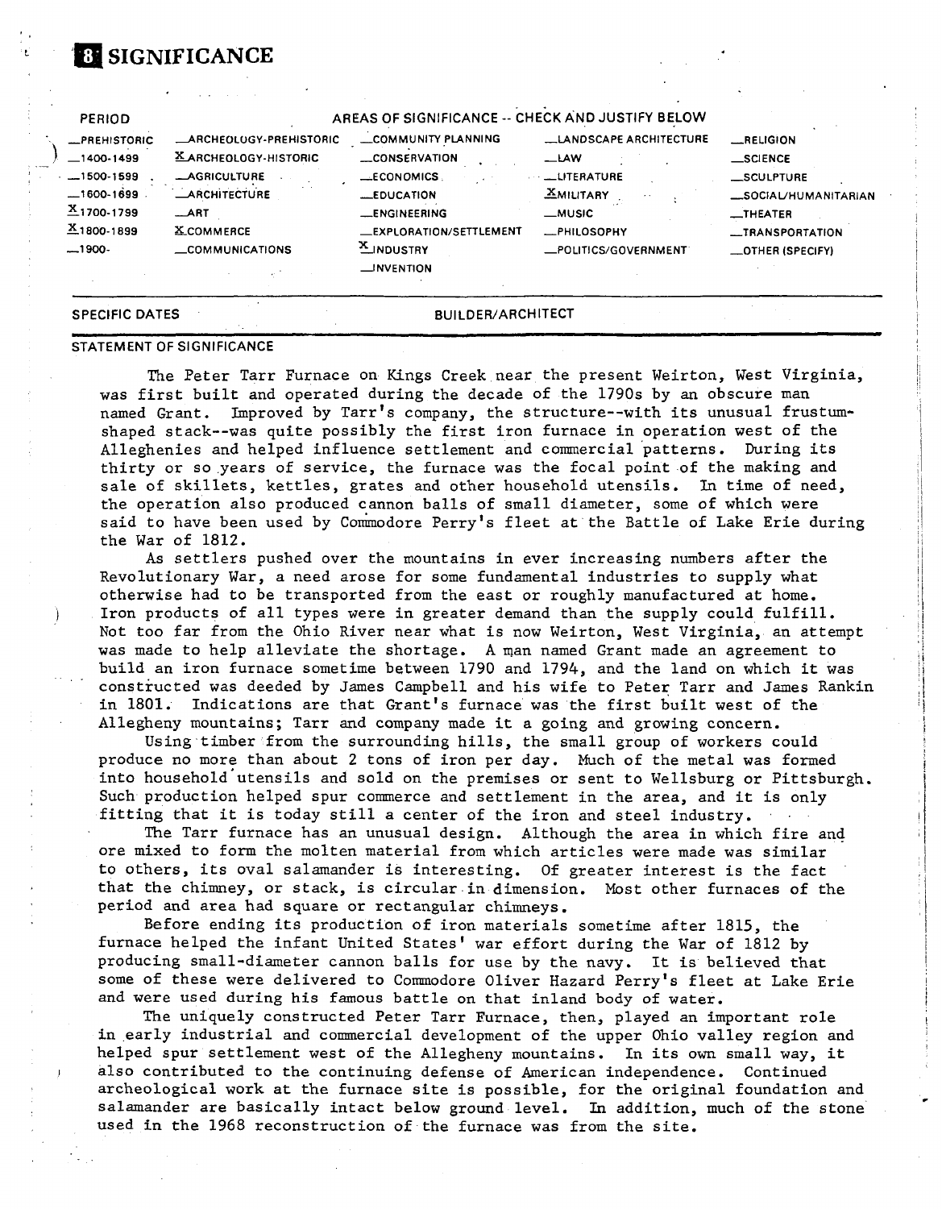# 8 SIGNIFICANCE

| PERIOD | AREAS OF SIGNIFICANCE -- CHECK AND JUSTIFY BELOW | | | |
|---|---|---|---|---|
| __PREHISTORIC | __ARCHEOLOGY-PREHISTORIC | __COMMUNITY PLANNING | __LANDSCAPE ARCHITECTURE | __RELIGION |
| __1400-1499 | X ARCHEOLOGY-HISTORIC | __CONSERVATION | __LAW | __SCIENCE |
| __1500-1599 | __AGRICULTURE | __ECONOMICS | __LITERATURE | __SCULPTURE |
| __1600-1699 | __ARCHITECTURE | __EDUCATION | X MILITARY | __SOCIAL/HUMANITARIAN |
| X 1700-1799 | __ART | __ENGINEERING | __MUSIC | __THEATER |
| X 1800-1899 | X COMMERCE | __EXPLORATION/SETTLEMENT | __PHILOSOPHY | __TRANSPORTATION |
| __1900- | __COMMUNICATIONS | X INDUSTRY | __POLITICS/GOVERNMENT | __OTHER (SPECIFY) |
| | | __INVENTION | | |

SPECIFIC DATES | BUILDER/ARCHITECT

## STATEMENT OF SIGNIFICANCE

The Peter Tarr Furnace on Kings Creek near the present Weirton, West Virginia, was first built and operated during the decade of the 1790s by an obscure man named Grant. Improved by Tarr's company, the structure--with its unusual frustum-shaped stack--was quite possibly the first iron furnace in operation west of the Alleghenies and helped influence settlement and commercial patterns. During its thirty or so years of service, the furnace was the focal point of the making and sale of skillets, kettles, grates and other household utensils. In time of need, the operation also produced cannon balls of small diameter, some of which were said to have been used by Commodore Perry's fleet at the Battle of Lake Erie during the War of 1812.

As settlers pushed over the mountains in ever increasing numbers after the Revolutionary War, a need arose for some fundamental industries to supply what otherwise had to be transported from the east or roughly manufactured at home. Iron products of all types were in greater demand than the supply could fulfill. Not too far from the Ohio River near what is now Weirton, West Virginia, an attempt was made to help alleviate the shortage. A man named Grant made an agreement to build an iron furnace sometime between 1790 and 1794, and the land on which it was constructed was deeded by James Campbell and his wife to Peter Tarr and James Rankin in 1801. Indications are that Grant's furnace was the first built west of the Allegheny mountains; Tarr and company made it a going and growing concern.

Using timber from the surrounding hills, the small group of workers could produce no more than about 2 tons of iron per day. Much of the metal was formed into household utensils and sold on the premises or sent to Wellsburg or Pittsburgh. Such production helped spur commerce and settlement in the area, and it is only fitting that it is today still a center of the iron and steel industry.

The Tarr furnace has an unusual design. Although the area in which fire and ore mixed to form the molten material from which articles were made was similar to others, its oval salamander is interesting. Of greater interest is the fact that the chimney, or stack, is circular in dimension. Most other furnaces of the period and area had square or rectangular chimneys.

Before ending its production of iron materials sometime after 1815, the furnace helped the infant United States' war effort during the War of 1812 by producing small-diameter cannon balls for use by the navy. It is believed that some of these were delivered to Commodore Oliver Hazard Perry's fleet at Lake Erie and were used during his famous battle on that inland body of water.

The uniquely constructed Peter Tarr Furnace, then, played an important role in early industrial and commercial development of the upper Ohio valley region and helped spur settlement west of the Allegheny mountains. In its own small way, it also contributed to the continuing defense of American independence. Continued archeological work at the furnace site is possible, for the original foundation and salamander are basically intact below ground level. In addition, much of the stone used in the 1968 reconstruction of the furnace was from the site.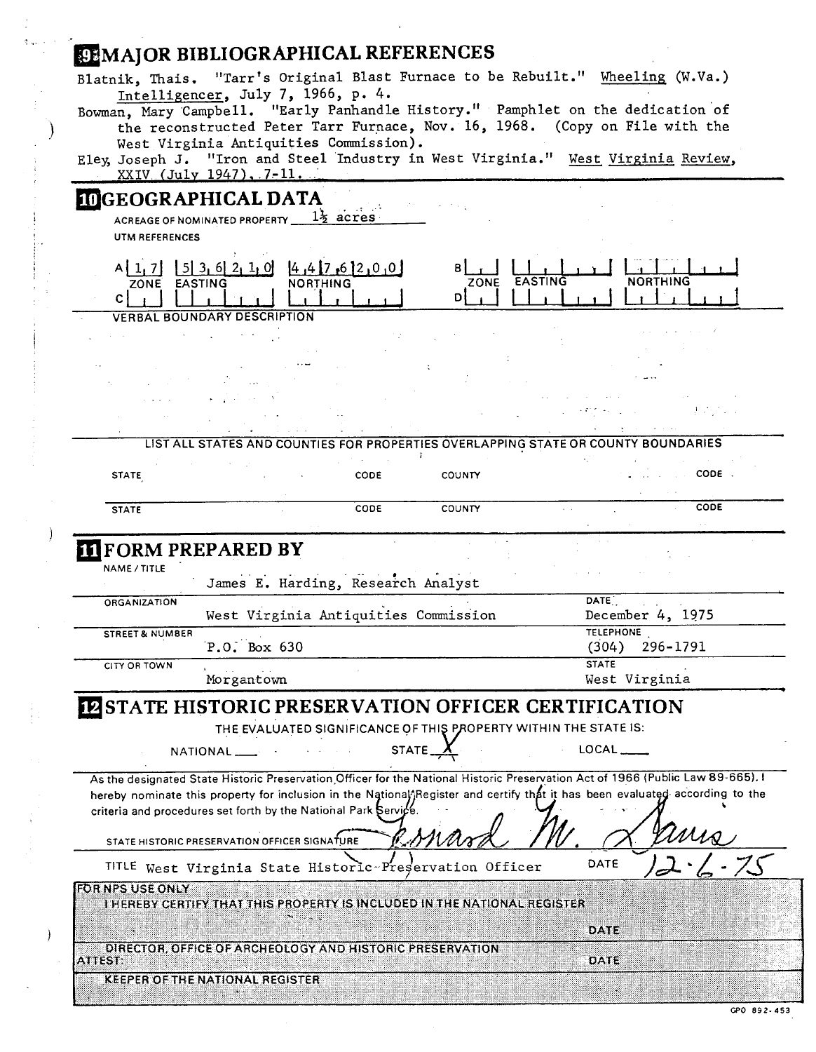## 9 MAJOR BIBLIOGRAPHICAL REFERENCES

Blatnik, Thais. "Tarr's Original Blast Furnace to be Rebuilt." Wheeling (W.Va.) Intelligencer, July 7, 1966, p. 4.

Bowman, Mary Campbell. "Early Panhandle History." Pamphlet on the dedication of the reconstructed Peter Tarr Furnace, Nov. 16, 1968. (Copy on File with the West Virginia Antiquities Commission).

Eley, Joseph J. "Iron and Steel Industry in West Virginia." West Virginia Review, XXIV (July 1947), 7-11.

## 10 GEOGRAPHICAL DATA

ACREAGE OF NOMINATED PROPERTY 1½ acres

UTM REFERENCES

| | ZONE | EASTING | NORTHING |
|---|---|---|---|
| A | 17 | 536210 | 4476200 |
| B | | | |
| C | | | |
| D | | | |

VERBAL BOUNDARY DESCRIPTION

LIST ALL STATES AND COUNTIES FOR PROPERTIES OVERLAPPING STATE OR COUNTY BOUNDARIES

| STATE | CODE | COUNTY | CODE |
|---|---|---|---|
| | | | |
| | | | |

## 11 FORM PREPARED BY

NAME / TITLE: James E. Harding, Research Analyst

ORGANIZATION: West Virginia Antiquities Commission

DATE: December 4, 1975

STREET & NUMBER: P.O. Box 630

TELEPHONE: (304) 296-1791

CITY OR TOWN: Morgantown

STATE: West Virginia

## 12 STATE HISTORIC PRESERVATION OFFICER CERTIFICATION

THE EVALUATED SIGNIFICANCE OF THIS PROPERTY WITHIN THE STATE IS:

NATIONAL ___ STATE X LOCAL ___

As the designated State Historic Preservation Officer for the National Historic Preservation Act of 1966 (Public Law 89-665), I hereby nominate this property for inclusion in the National Register and certify that it has been evaluated according to the criteria and procedures set forth by the National Park Service.

STATE HISTORIC PRESERVATION OFFICER SIGNATURE: Leonard M. Davis

TITLE: West Virginia State Historic Preservation Officer

DATE: 12-6-75

FOR NPS USE ONLY

I HEREBY CERTIFY THAT THIS PROPERTY IS INCLUDED IN THE NATIONAL REGISTER

DATE

DIRECTOR, OFFICE OF ARCHEOLOGY AND HISTORIC PRESERVATION

ATTEST: DATE

KEEPER OF THE NATIONAL REGISTER

GPO 892-453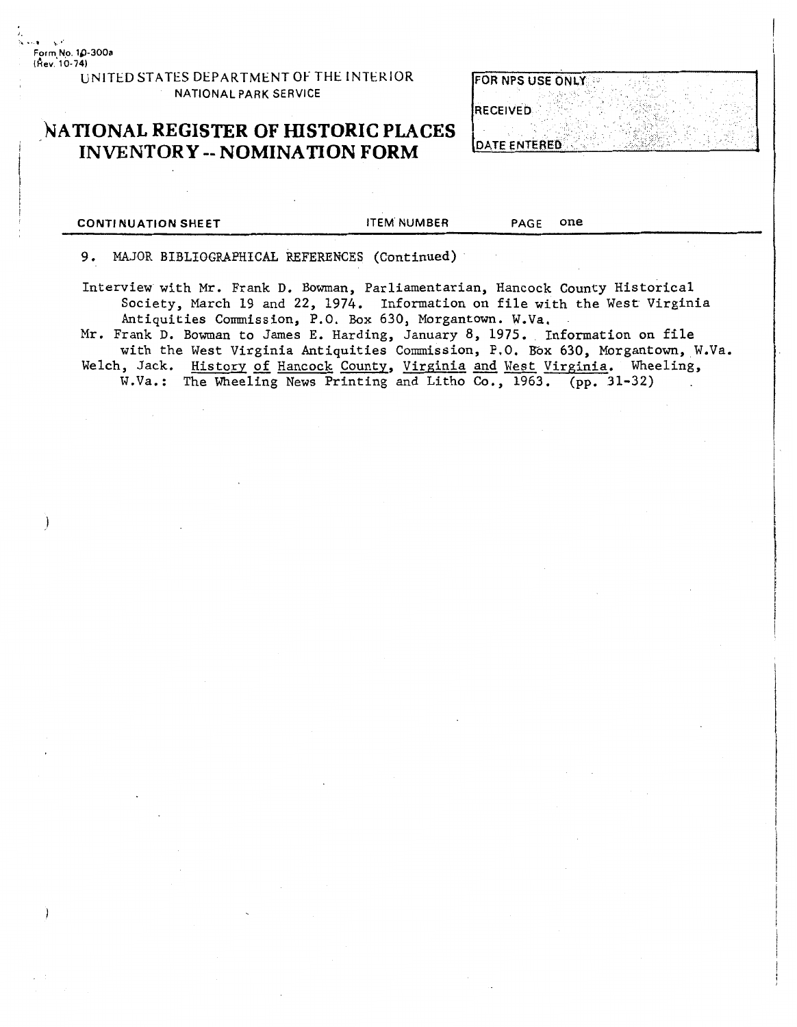Form No. 10-300a
(Rev. 10-74)

UNITED STATES DEPARTMENT OF THE INTERIOR
NATIONAL PARK SERVICE

# NATIONAL REGISTER OF HISTORIC PLACES INVENTORY -- NOMINATION FORM

| FOR NPS USE ONLY |
|---|
| RECEIVED |
| DATE ENTERED |

CONTINUATION SHEET | ITEM NUMBER | PAGE one

9. MAJOR BIBLIOGRAPHICAL REFERENCES (Continued)

Interview with Mr. Frank D. Bowman, Parliamentarian, Hancock County Historical Society, March 19 and 22, 1974. Information on file with the West Virginia Antiquities Commission, P.O. Box 630, Morgantown. W.Va.

Mr. Frank D. Bowman to James E. Harding, January 8, 1975. Information on file with the West Virginia Antiquities Commission, P.O. Box 630, Morgantown, W.Va.

Welch, Jack. History of Hancock County, Virginia and West Virginia. Wheeling, W.Va.: The Wheeling News Printing and Litho Co., 1963. (pp. 31-32)